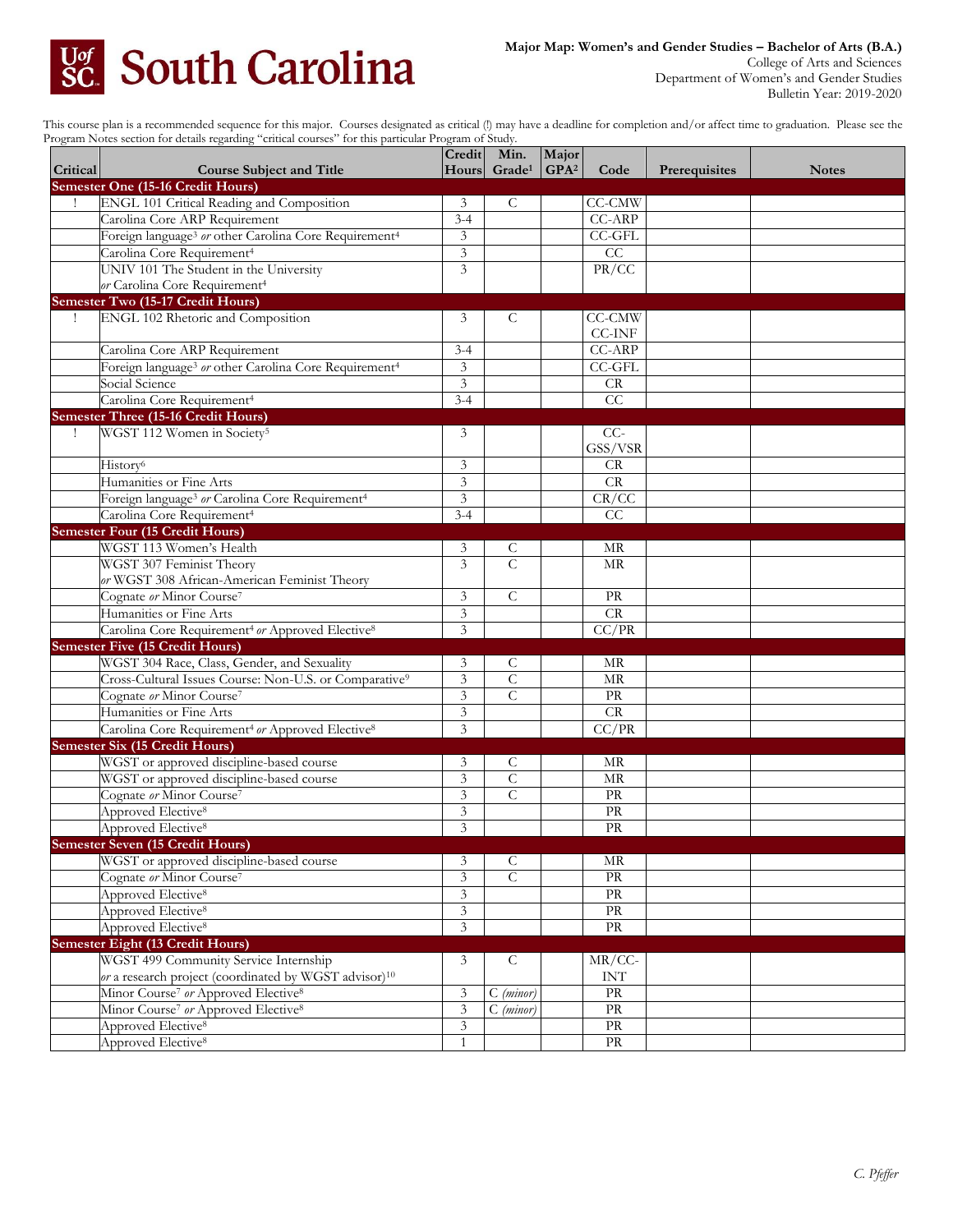**South Carolina**

**Major Map: Women's and Gender Studies – Bachelor of Arts (B.A.)**
College of Arts and Sciences
Department of Women's and Gender Studies
Bulletin Year: 2019-2020

This course plan is a recommended sequence for this major. Courses designated as critical (!) may have a deadline for completion and/or affect time to graduation. Please see the Program Notes section for details regarding "critical courses" for this particular Program of Study.

| Critical | Course Subject and Title | Credit Hours | Min. Grade[1] | Major GPA[2] | Code | Prerequisites | Notes |
|---|---|---|---|---|---|---|---|
| **Semester One (15-16 Credit Hours)** | | | | | | | |
| ! | ENGL 101 Critical Reading and Composition | 3 | C | | CC-CMW | | |
| | Carolina Core ARP Requirement | 3-4 | | | CC-ARP | | |
| | Foreign language[3] *or* other Carolina Core Requirement[4] | 3 | | | CC-GFL | | |
| | Carolina Core Requirement[4] | 3 | | | CC | | |
| | UNIV 101 The Student in the University *or* Carolina Core Requirement[4] | 3 | | | PR/CC | | |
| **Semester Two (15-17 Credit Hours)** | | | | | | | |
| ! | ENGL 102 Rhetoric and Composition | 3 | C | | CC-CMW CC-INF | | |
| | Carolina Core ARP Requirement | 3-4 | | | CC-ARP | | |
| | Foreign language[3] *or* other Carolina Core Requirement[4] | 3 | | | CC-GFL | | |
| | Social Science | 3 | | | CR | | |
| | Carolina Core Requirement[4] | 3-4 | | | CC | | |
| **Semester Three (15-16 Credit Hours)** | | | | | | | |
| ! | WGST 112 Women in Society[5] | 3 | | | CC-GSS/VSR | | |
| | History[6] | 3 | | | CR | | |
| | Humanities or Fine Arts | 3 | | | CR | | |
| | Foreign language[3] *or* Carolina Core Requirement[4] | 3 | | | CR/CC | | |
| | Carolina Core Requirement[4] | 3-4 | | | CC | | |
| **Semester Four (15 Credit Hours)** | | | | | | | |
| | WGST 113 Women's Health | 3 | C | | MR | | |
| | WGST 307 Feminist Theory *or* WGST 308 African-American Feminist Theory | 3 | C | | MR | | |
| | Cognate *or* Minor Course[7] | 3 | C | | PR | | |
| | Humanities or Fine Arts | 3 | | | CR | | |
| | Carolina Core Requirement[4] *or* Approved Elective[8] | 3 | | | CC/PR | | |
| **Semester Five (15 Credit Hours)** | | | | | | | |
| | WGST 304 Race, Class, Gender, and Sexuality | 3 | C | | MR | | |
| | Cross-Cultural Issues Course: Non-U.S. or Comparative[9] | 3 | C | | MR | | |
| | Cognate *or* Minor Course[7] | 3 | C | | PR | | |
| | Humanities or Fine Arts | 3 | | | CR | | |
| | Carolina Core Requirement[4] *or* Approved Elective[8] | 3 | | | CC/PR | | |
| **Semester Six (15 Credit Hours)** | | | | | | | |
| | WGST or approved discipline-based course | 3 | C | | MR | | |
| | WGST or approved discipline-based course | 3 | C | | MR | | |
| | Cognate *or* Minor Course[7] | 3 | C | | PR | | |
| | Approved Elective[8] | 3 | | | PR | | |
| | Approved Elective[8] | 3 | | | PR | | |
| **Semester Seven (15 Credit Hours)** | | | | | | | |
| | WGST or approved discipline-based course | 3 | C | | MR | | |
| | Cognate *or* Minor Course[7] | 3 | C | | PR | | |
| | Approved Elective[8] | 3 | | | PR | | |
| | Approved Elective[8] | 3 | | | PR | | |
| | Approved Elective[8] | 3 | | | PR | | |
| **Semester Eight (13 Credit Hours)** | | | | | | | |
| | WGST 499 Community Service Internship *or* a research project (coordinated by WGST advisor)[10] | 3 | C | | MR/CC-INT | | |
| | Minor Course[7] *or* Approved Elective[8] | 3 | C *(minor)* | | PR | | |
| | Minor Course[7] *or* Approved Elective[8] | 3 | C *(minor)* | | PR | | |
| | Approved Elective[8] | 3 | | | PR | | |
| | Approved Elective[8] | 1 | | | PR | | |

*C. Pfeffer*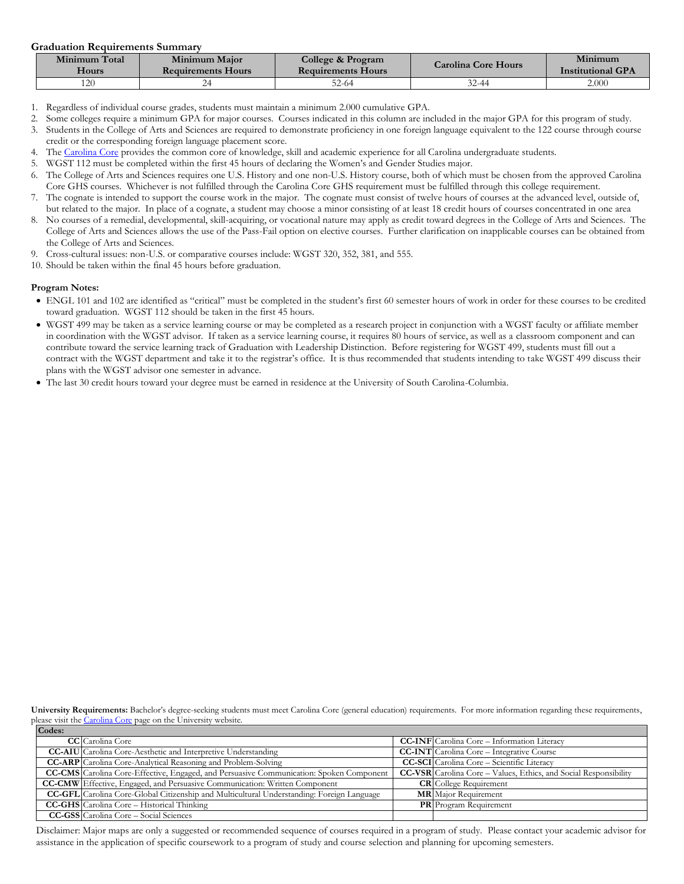**Graduation Requirements Summary**

| Minimum Total Hours | Minimum Major Requirements Hours | College & Program Requirements Hours | Carolina Core Hours | Minimum Institutional GPA |
|---|---|---|---|---|
| 120 | 24 | 52-64 | 32-44 | 2.000 |

1. Regardless of individual course grades, students must maintain a minimum 2.000 cumulative GPA.
2. Some colleges require a minimum GPA for major courses. Courses indicated in this column are included in the major GPA for this program of study.
3. Students in the College of Arts and Sciences are required to demonstrate proficiency in one foreign language equivalent to the 122 course through course credit or the corresponding foreign language placement score.
4. The Carolina Core provides the common core of knowledge, skill and academic experience for all Carolina undergraduate students.
5. WGST 112 must be completed within the first 45 hours of declaring the Women's and Gender Studies major.
6. The College of Arts and Sciences requires one U.S. History and one non-U.S. History course, both of which must be chosen from the approved Carolina Core GHS courses. Whichever is not fulfilled through the Carolina Core GHS requirement must be fulfilled through this college requirement.
7. The cognate is intended to support the course work in the major. The cognate must consist of twelve hours of courses at the advanced level, outside of, but related to the major. In place of a cognate, a student may choose a minor consisting of at least 18 credit hours of courses concentrated in one area
8. No courses of a remedial, developmental, skill-acquiring, or vocational nature may apply as credit toward degrees in the College of Arts and Sciences. The College of Arts and Sciences allows the use of the Pass-Fail option on elective courses. Further clarification on inapplicable courses can be obtained from the College of Arts and Sciences.
9. Cross-cultural issues: non-U.S. or comparative courses include: WGST 320, 352, 381, and 555.
10. Should be taken within the final 45 hours before graduation.

**Program Notes:**

- ENGL 101 and 102 are identified as "critical" must be completed in the student's first 60 semester hours of work in order for these courses to be credited toward graduation. WGST 112 should be taken in the first 45 hours.
- WGST 499 may be taken as a service learning course or may be completed as a research project in conjunction with a WGST faculty or affiliate member in coordination with the WGST advisor. If taken as a service learning course, it requires 80 hours of service, as well as a classroom component and can contribute toward the service learning track of Graduation with Leadership Distinction. Before registering for WGST 499, students must fill out a contract with the WGST department and take it to the registrar's office. It is thus recommended that students intending to take WGST 499 discuss their plans with the WGST advisor one semester in advance.
- The last 30 credit hours toward your degree must be earned in residence at the University of South Carolina-Columbia.

**University Requirements:** Bachelor's degree-seeking students must meet Carolina Core (general education) requirements. For more information regarding these requirements, please visit the Carolina Core page on the University website.

| Codes: | | | |
|---|---|---|---|
| **CC** | Carolina Core | **CC-INF** | Carolina Core – Information Literacy |
| **CC-AIU** | Carolina Core-Aesthetic and Interpretive Understanding | **CC-INT** | Carolina Core – Integrative Course |
| **CC-ARP** | Carolina Core-Analytical Reasoning and Problem-Solving | **CC-SCI** | Carolina Core – Scientific Literacy |
| **CC-CMS** | Carolina Core-Effective, Engaged, and Persuasive Communication: Spoken Component | **CC-VSR** | Carolina Core – Values, Ethics, and Social Responsibility |
| **CC-CMW** | Effective, Engaged, and Persuasive Communication: Written Component | **CR** | College Requirement |
| **CC-GFL** | Carolina Core-Global Citizenship and Multicultural Understanding: Foreign Language | **MR** | Major Requirement |
| **CC-GHS** | Carolina Core – Historical Thinking | **PR** | Program Requirement |
| **CC-GSS** | Carolina Core – Social Sciences | | |

Disclaimer: Major maps are only a suggested or recommended sequence of courses required in a program of study. Please contact your academic advisor for assistance in the application of specific coursework to a program of study and course selection and planning for upcoming semesters.